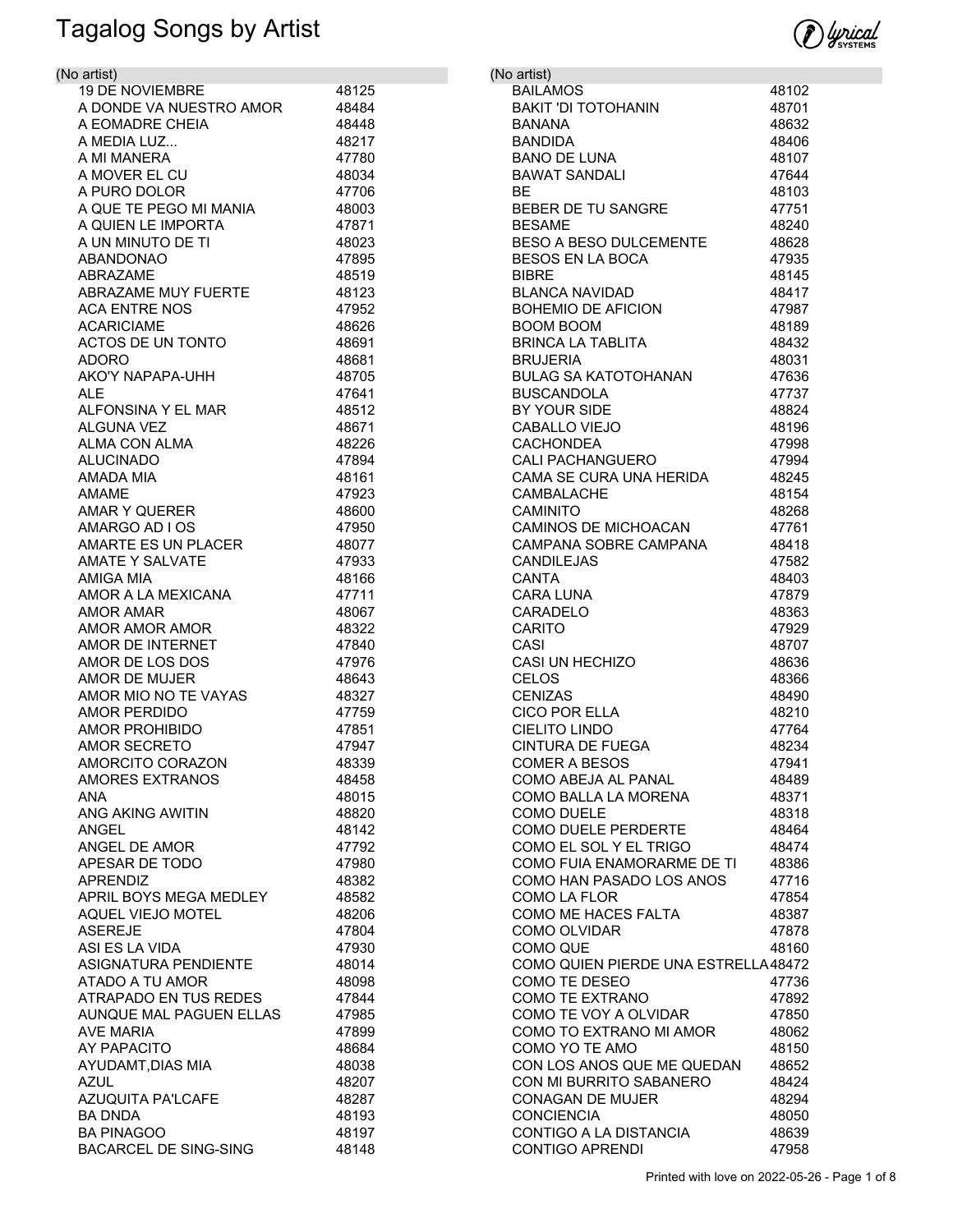# Tagalog Songs by Artist

## (No artist)

| Song | Number |
|---|---|
| 19 DE NOVIEMBRE | 48125 |
| A DONDE VA NUESTRO AMOR | 48484 |
| A EOMADRE CHEIA | 48448 |
| A MEDIA LUZ... | 48217 |
| A MI MANERA | 47780 |
| A MOVER EL CU | 48034 |
| A PURO DOLOR | 47706 |
| A QUE TE PEGO MI MANIA | 48003 |
| A QUIEN LE IMPORTA | 47871 |
| A UN MINUTO DE TI | 48023 |
| ABANDONAO | 47895 |
| ABRAZAME | 48519 |
| ABRAZAME MUY FUERTE | 48123 |
| ACA ENTRE NOS | 47952 |
| ACARICIAME | 48626 |
| ACTOS DE UN TONTO | 48691 |
| ADORO | 48681 |
| AKO'Y NAPAPA-UHH | 48705 |
| ALE | 47641 |
| ALFONSINA Y EL MAR | 48512 |
| ALGUNA VEZ | 48671 |
| ALMA CON ALMA | 48226 |
| ALUCINADO | 47894 |
| AMADA MIA | 48161 |
| AMAME | 47923 |
| AMAR Y QUERER | 48600 |
| AMARGO AD I OS | 47950 |
| AMARTE ES UN PLACER | 48077 |
| AMATE Y SALVATE | 47933 |
| AMIGA MIA | 48166 |
| AMOR A LA MEXICANA | 47711 |
| AMOR AMAR | 48067 |
| AMOR AMOR AMOR | 48322 |
| AMOR DE INTERNET | 47840 |
| AMOR DE LOS DOS | 47976 |
| AMOR DE MUJER | 48643 |
| AMOR MIO NO TE VAYAS | 48327 |
| AMOR PERDIDO | 47759 |
| AMOR PROHIBIDO | 47851 |
| AMOR SECRETO | 47947 |
| AMORCITO CORAZON | 48339 |
| AMORES EXTRANOS | 48458 |
| ANA | 48015 |
| ANG AKING AWITIN | 48820 |
| ANGEL | 48142 |
| ANGEL DE AMOR | 47792 |
| APESAR DE TODO | 47980 |
| APRENDIZ | 48382 |
| APRIL BOYS MEGA MEDLEY | 48582 |
| AQUEL VIEJO MOTEL | 48206 |
| ASEREJE | 47804 |
| ASI ES LA VIDA | 47930 |
| ASIGNATURA PENDIENTE | 48014 |
| ATADO A TU AMOR | 48098 |
| ATRAPADO EN TUS REDES | 47844 |
| AUNQUE MAL PAGUEN ELLAS | 47985 |
| AVE MARIA | 47899 |
| AY PAPACITO | 48684 |
| AYUDAMT,DIAS MIA | 48038 |
| AZUL | 48207 |
| AZUQUITA PA'LCAFE | 48287 |
| BA DNDA | 48193 |
| BA PINAGOO | 48197 |
| BACARCEL DE SING-SING | 48148 |
| BAILAMOS | 48102 |
| BAKIT 'DI TOTOHANIN | 48701 |
| BANANA | 48632 |
| BANDIDA | 48406 |
| BANO DE LUNA | 48107 |
| BAWAT SANDALI | 47644 |
| BE | 48103 |
| BEBER DE TU SANGRE | 47751 |
| BESAME | 48240 |
| BESO A BESO DULCEMENTE | 48628 |
| BESOS EN LA BOCA | 47935 |
| BIBRE | 48145 |
| BLANCA NAVIDAD | 48417 |
| BOHEMIO DE AFICION | 47987 |
| BOOM BOOM | 48189 |
| BRINCA LA TABLITA | 48432 |
| BRUJERIA | 48031 |
| BULAG SA KATOTOHANAN | 47636 |
| BUSCANDOLA | 47737 |
| BY YOUR SIDE | 48824 |
| CABALLO VIEJO | 48196 |
| CACHONDEA | 47998 |
| CALI PACHANGUERO | 47994 |
| CAMA SE CURA UNA HERIDA | 48245 |
| CAMBALACHE | 48154 |
| CAMINITO | 48268 |
| CAMINOS DE MICHOACAN | 47761 |
| CAMPANA SOBRE CAMPANA | 48418 |
| CANDILEJAS | 47582 |
| CANTA | 48403 |
| CARA LUNA | 47879 |
| CARADELO | 48363 |
| CARITO | 47929 |
| CASI | 48707 |
| CASI UN HECHIZO | 48636 |
| CELOS | 48366 |
| CENIZAS | 48490 |
| CICO POR ELLA | 48210 |
| CIELITO LINDO | 47764 |
| CINTURA DE FUEGA | 48234 |
| COMER A BESOS | 47941 |
| COMO ABEJA AL PANAL | 48489 |
| COMO BALLA LA MORENA | 48371 |
| COMO DUELE | 48318 |
| COMO DUELE PERDERTE | 48464 |
| COMO EL SOL Y EL TRIGO | 48474 |
| COMO FUIA ENAMORARME DE TI | 48386 |
| COMO HAN PASADO LOS ANOS | 47716 |
| COMO LA FLOR | 47854 |
| COMO ME HACES FALTA | 48387 |
| COMO OLVIDAR | 47878 |
| COMO QUE | 48160 |
| COMO QUIEN PIERDE UNA ESTRELLA | 48472 |
| COMO TE DESEO | 47736 |
| COMO TE EXTRANO | 47892 |
| COMO TE VOY A OLVIDAR | 47850 |
| COMO TO EXTRANO MI AMOR | 48062 |
| COMO YO TE AMO | 48150 |
| CON LOS ANOS QUE ME QUEDAN | 48652 |
| CON MI BURRITO SABANERO | 48424 |
| CONAGAN DE MUJER | 48294 |
| CONCIENCIA | 48050 |
| CONTIGO A LA DISTANCIA | 48639 |
| CONTIGO APRENDI | 47958 |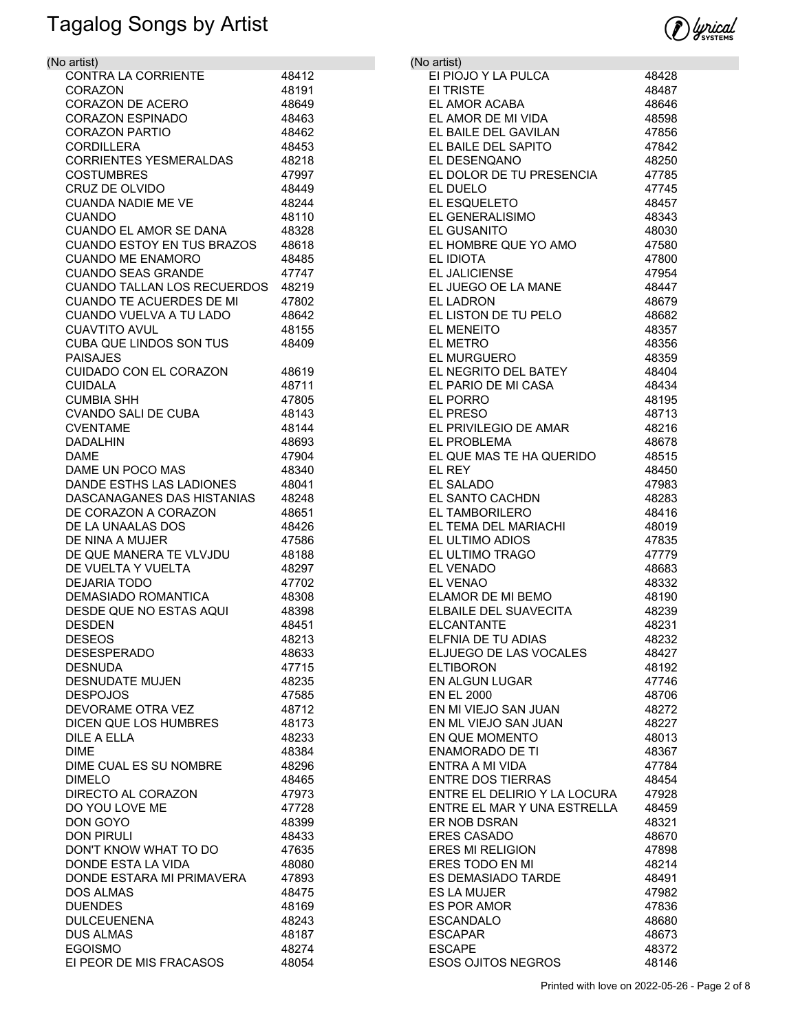# Tagalog Songs by Artist

## (No artist)

| Title | Number |
|---|---|
| CONTRA LA CORRIENTE | 48412 |
| CORAZON | 48191 |
| CORAZON DE ACERO | 48649 |
| CORAZON ESPINADO | 48463 |
| CORAZON PARTIO | 48462 |
| CORDILLERA | 48453 |
| CORRIENTES YESMERALDAS | 48218 |
| COSTUMBRES | 47997 |
| CRUZ DE OLVIDO | 48449 |
| CUANDA NADIE ME VE | 48244 |
| CUANDO | 48110 |
| CUANDO EL AMOR SE DANA | 48328 |
| CUANDO ESTOY EN TUS BRAZOS | 48618 |
| CUANDO ME ENAMORO | 48485 |
| CUANDO SEAS GRANDE | 47747 |
| CUANDO TALLAN LOS RECUERDOS | 48219 |
| CUANDO TE ACUERDES DE MI | 47802 |
| CUANDO VUELVA A TU LADO | 48642 |
| CUAVTITO AVUL | 48155 |
| CUBA QUE LINDOS SON TUS PAISAJES | 48409 |
| CUIDADO CON EL CORAZON | 48619 |
| CUIDALA | 48711 |
| CUMBIA SHH | 47805 |
| CVANDO SALI DE CUBA | 48143 |
| CVENTAME | 48144 |
| DADALHIN | 48693 |
| DAME | 47904 |
| DAME UN POCO MAS | 48340 |
| DANDE ESTHS LAS LADIONES | 48041 |
| DASCANAGANES DAS HISTANIAS | 48248 |
| DE CORAZON A CORAZON | 48651 |
| DE LA UNAALAS DOS | 48426 |
| DE NINA A MUJER | 47586 |
| DE QUE MANERA TE VLVJDU | 48188 |
| DE VUELTA Y VUELTA | 48297 |
| DEJARIA TODO | 47702 |
| DEMASIADO ROMANTICA | 48308 |
| DESDE QUE NO ESTAS AQUI | 48398 |
| DESDEN | 48451 |
| DESEOS | 48213 |
| DESESPERADO | 48633 |
| DESNUDA | 47715 |
| DESNUDATE MUJEN | 48235 |
| DESPOJOS | 47585 |
| DEVORAME OTRA VEZ | 48712 |
| DICEN QUE LOS HUMBRES | 48173 |
| DILE A ELLA | 48233 |
| DIME | 48384 |
| DIME CUAL ES SU NOMBRE | 48296 |
| DIMELO | 48465 |
| DIRECTO AL CORAZON | 47973 |
| DO YOU LOVE ME | 47728 |
| DON GOYO | 48399 |
| DON PIRULI | 48433 |
| DON'T KNOW WHAT TO DO | 47635 |
| DONDE ESTA LA VIDA | 48080 |
| DONDE ESTARA MI PRIMAVERA | 47893 |
| DOS ALMAS | 48475 |
| DUENDES | 48169 |
| DULCEUENENA | 48243 |
| DUS ALMAS | 48187 |
| EGOISMO | 48274 |
| EI PEOR DE MIS FRACASOS | 48054 |
| EI PIOJO Y LA PULCA | 48428 |
| EI TRISTE | 48487 |
| EL AMOR ACABA | 48646 |
| EL AMOR DE MI VIDA | 48598 |
| EL BAILE DEL GAVILAN | 47856 |
| EL BAILE DEL SAPITO | 47842 |
| EL DESENQANO | 48250 |
| EL DOLOR DE TU PRESENCIA | 47785 |
| EL DUELO | 47745 |
| EL ESQUELETO | 48457 |
| EL GENERALISIMO | 48343 |
| EL GUSANITO | 48030 |
| EL HOMBRE QUE YO AMO | 47580 |
| EL IDIOTA | 47800 |
| EL JALICIENSE | 47954 |
| EL JUEGO OE LA MANE | 48447 |
| EL LADRON | 48679 |
| EL LISTON DE TU PELO | 48682 |
| EL MENEITO | 48357 |
| EL METRO | 48356 |
| EL MURGUERO | 48359 |
| EL NEGRITO DEL BATEY | 48404 |
| EL PARIO DE MI CASA | 48434 |
| EL PORRO | 48195 |
| EL PRESO | 48713 |
| EL PRIVILEGIO DE AMAR | 48216 |
| EL PROBLEMA | 48678 |
| EL QUE MAS TE HA QUERIDO | 48515 |
| EL REY | 48450 |
| EL SALADO | 47983 |
| EL SANTO CACHDN | 48283 |
| EL TAMBORILERO | 48416 |
| EL TEMA DEL MARIACHI | 48019 |
| EL ULTIMO ADIOS | 47835 |
| EL ULTIMO TRAGO | 47779 |
| EL VENADO | 48683 |
| EL VENAO | 48332 |
| ELAMOR DE MI BEMO | 48190 |
| ELBAILE DEL SUAVECITA | 48239 |
| ELCANTANTE | 48231 |
| ELFNIA DE TU ADIAS | 48232 |
| ELJUEGO DE LAS VOCALES | 48427 |
| ELTIBORON | 48192 |
| EN ALGUN LUGAR | 47746 |
| EN EL 2000 | 48706 |
| EN MI VIEJO SAN JUAN | 48272 |
| EN ML VIEJO SAN JUAN | 48227 |
| EN QUE MOMENTO | 48013 |
| ENAMORADO DE TI | 48367 |
| ENTRA A MI VIDA | 47784 |
| ENTRE DOS TIERRAS | 48454 |
| ENTRE EL DELIRIO Y LA LOCURA | 47928 |
| ENTRE EL MAR Y UNA ESTRELLA | 48459 |
| ER NOB DSRAN | 48321 |
| ERES CASADO | 48670 |
| ERES MI RELIGION | 47898 |
| ERES TODO EN MI | 48214 |
| ES DEMASIADO TARDE | 48491 |
| ES LA MUJER | 47982 |
| ES POR AMOR | 47836 |
| ESCANDALO | 48680 |
| ESCAPAR | 48673 |
| ESCAPE | 48372 |
| ESOS OJITOS NEGROS | 48146 |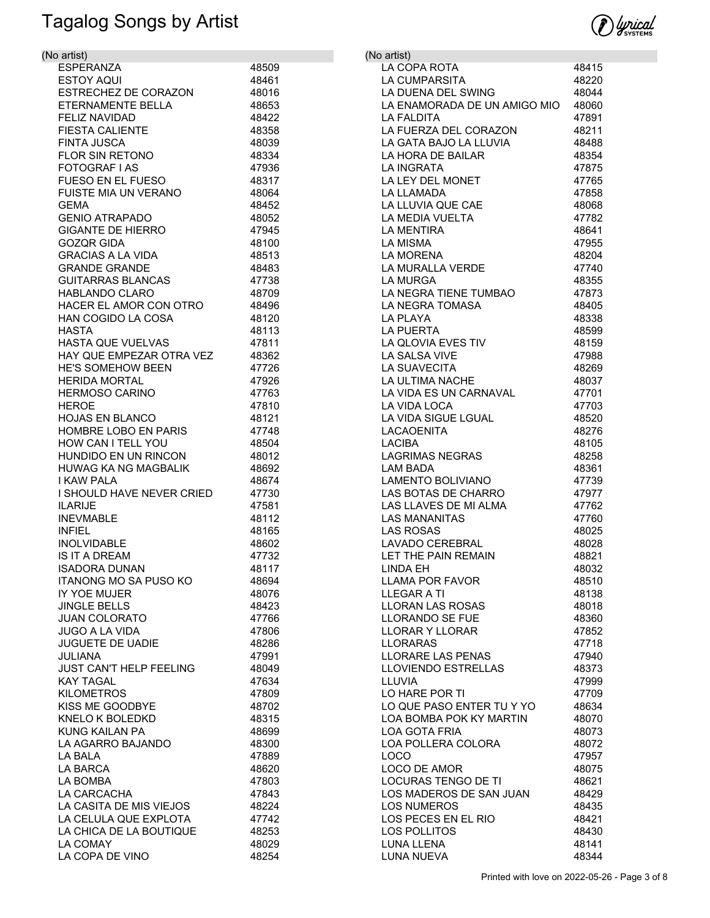# Tagalog Songs by Artist

| (No artist) | |
|---|---|
| ESPERANZA | 48509 |
| ESTOY AQUI | 48461 |
| ESTRECHEZ DE CORAZON | 48016 |
| ETERNAMENTE BELLA | 48653 |
| FELIZ NAVIDAD | 48422 |
| FIESTA CALIENTE | 48358 |
| FINTA JUSCA | 48039 |
| FLOR SIN RETONO | 48334 |
| FOTOGRAF I AS | 47936 |
| FUESO EN EL FUESO | 48317 |
| FUISTE MIA UN VERANO | 48064 |
| GEMA | 48452 |
| GENIO ATRAPADO | 48052 |
| GIGANTE DE HIERRO | 47945 |
| GOZQR GIDA | 48100 |
| GRACIAS A LA VIDA | 48513 |
| GRANDE GRANDE | 48483 |
| GUITARRAS BLANCAS | 47738 |
| HABLANDO CLARO | 48709 |
| HACER EL AMOR CON OTRO | 48496 |
| HAN COGIDO LA COSA | 48120 |
| HASTA | 48113 |
| HASTA QUE VUELVAS | 47811 |
| HAY QUE EMPEZAR OTRA VEZ | 48362 |
| HE'S SOMEHOW BEEN | 47726 |
| HERIDA MORTAL | 47926 |
| HERMOSO CARINO | 47763 |
| HEROE | 47810 |
| HOJAS EN BLANCO | 48121 |
| HOMBRE LOBO EN PARIS | 47748 |
| HOW CAN I TELL YOU | 48504 |
| HUNDIDO EN UN RINCON | 48012 |
| HUWAG KA NG MAGBALIK | 48692 |
| I KAW PALA | 48674 |
| I SHOULD HAVE NEVER CRIED | 47730 |
| ILARIJE | 47581 |
| INEVMABLE | 48112 |
| INFIEL | 48165 |
| INOLVIDABLE | 48602 |
| IS IT A DREAM | 47732 |
| ISADORA DUNAN | 48117 |
| ITANONG MO SA PUSO KO | 48694 |
| IY YOE MUJER | 48076 |
| JINGLE BELLS | 48423 |
| JUAN COLORATO | 47766 |
| JUGO A LA VIDA | 47806 |
| JUGUETE DE UADIE | 48286 |
| JULIANA | 47991 |
| JUST CAN'T HELP FEELING | 48049 |
| KAY TAGAL | 47634 |
| KILOMETROS | 47809 |
| KISS ME GOODBYE | 48702 |
| KNELO K BOLEDKD | 48315 |
| KUNG KAILAN PA | 48699 |
| LA AGARRO BAJANDO | 48300 |
| LA BALA | 47889 |
| LA BARCA | 48620 |
| LA BOMBA | 47803 |
| LA CARCACHA | 47843 |
| LA CASITA DE MIS VIEJOS | 48224 |
| LA CELULA QUE EXPLOTA | 47742 |
| LA CHICA DE LA BOUTIQUE | 48253 |
| LA COMAY | 48029 |
| LA COPA DE VINO | 48254 |

| (No artist) | |
|---|---|
| LA COPA ROTA | 48415 |
| LA CUMPARSITA | 48220 |
| LA DUENA DEL SWING | 48044 |
| LA ENAMORADA DE UN AMIGO MIO | 48060 |
| LA FALDITA | 47891 |
| LA FUERZA DEL CORAZON | 48211 |
| LA GATA BAJO LA LLUVIA | 48488 |
| LA HORA DE BAILAR | 48354 |
| LA INGRATA | 47875 |
| LA LEY DEL MONET | 47765 |
| LA LLAMADA | 47858 |
| LA LLUVIA QUE CAE | 48068 |
| LA MEDIA VUELTA | 47782 |
| LA MENTIRA | 48641 |
| LA MISMA | 47955 |
| LA MORENA | 48204 |
| LA MURALLA VERDE | 47740 |
| LA MURGA | 48355 |
| LA NEGRA TIENE TUMBAO | 47873 |
| LA NEGRA TOMASA | 48405 |
| LA PLAYA | 48338 |
| LA PUERTA | 48599 |
| LA QLOVIA EVES TIV | 48159 |
| LA SALSA VIVE | 47988 |
| LA SUAVECITA | 48269 |
| LA ULTIMA NACHE | 48037 |
| LA VIDA ES UN CARNAVAL | 47701 |
| LA VIDA LOCA | 47703 |
| LA VIDA SIGUE LGUAL | 48520 |
| LACAOENITA | 48276 |
| LACIBA | 48105 |
| LAGRIMAS NEGRAS | 48258 |
| LAM BADA | 48361 |
| LAMENTO BOLIVIANO | 47739 |
| LAS BOTAS DE CHARRO | 47977 |
| LAS LLAVES DE MI ALMA | 47762 |
| LAS MANANITAS | 47760 |
| LAS ROSAS | 48025 |
| LAVADO CEREBRAL | 48028 |
| LET THE PAIN REMAIN | 48821 |
| LINDA EH | 48032 |
| LLAMA POR FAVOR | 48510 |
| LLEGAR A TI | 48138 |
| LLORAN LAS ROSAS | 48018 |
| LLORANDO SE FUE | 48360 |
| LLORAR Y LLORAR | 47852 |
| LLORARAS | 47718 |
| LLORARE LAS PENAS | 47940 |
| LLOVIENDO ESTRELLAS | 48373 |
| LLUVIA | 47999 |
| LO HARE POR TI | 47709 |
| LO QUE PASO ENTER TU Y YO | 48634 |
| LOA BOMBA POK KY MARTIN | 48070 |
| LOA GOTA FRIA | 48073 |
| LOA POLLERA COLORA | 48072 |
| LOCO | 47957 |
| LOCO DE AMOR | 48075 |
| LOCURAS TENGO DE TI | 48621 |
| LOS MADEROS DE SAN JUAN | 48429 |
| LOS NUMEROS | 48435 |
| LOS PECES EN EL RIO | 48421 |
| LOS POLLITOS | 48430 |
| LUNA LLENA | 48141 |
| LUNA NUEVA | 48344 |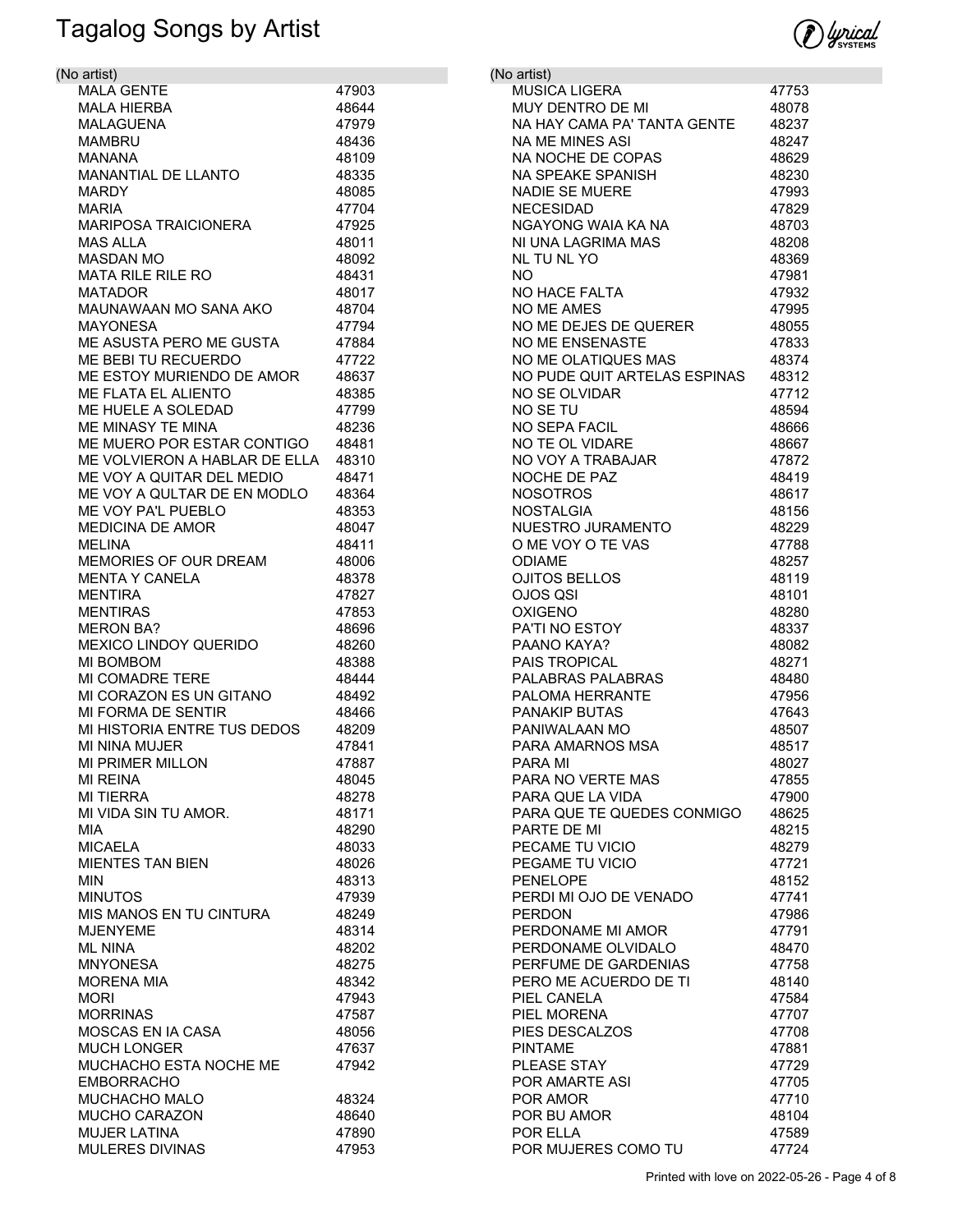# Tagalog Songs by Artist

## (No artist)

| Title | Number |
|---|---|
| MALA GENTE | 47903 |
| MALA HIERBA | 48644 |
| MALAGUENA | 47979 |
| MAMBRU | 48436 |
| MANANA | 48109 |
| MANANTIAL DE LLANTO | 48335 |
| MARDY | 48085 |
| MARIA | 47704 |
| MARIPOSA TRAICIONERA | 47925 |
| MAS ALLA | 48011 |
| MASDAN MO | 48092 |
| MATA RILE RILE RO | 48431 |
| MATADOR | 48017 |
| MAUNAWAAN MO SANA AKO | 48704 |
| MAYONESA | 47794 |
| ME ASUSTA PERO ME GUSTA | 47884 |
| ME BEBI TU RECUERDO | 47722 |
| ME ESTOY MURIENDO DE AMOR | 48637 |
| ME FLATA EL ALIENTO | 48385 |
| ME HUELE A SOLEDAD | 47799 |
| ME MINASY TE MINA | 48236 |
| ME MUERO POR ESTAR CONTIGO | 48481 |
| ME VOLVIERON A HABLAR DE ELLA | 48310 |
| ME VOY A QUITAR DEL MEDIO | 48471 |
| ME VOY A QULTAR DE EN MODLO | 48364 |
| ME VOY PA'L PUEBLO | 48353 |
| MEDICINA DE AMOR | 48047 |
| MELINA | 48411 |
| MEMORIES OF OUR DREAM | 48006 |
| MENTA Y CANELA | 48378 |
| MENTIRA | 47827 |
| MENTIRAS | 47853 |
| MERON BA? | 48696 |
| MEXICO LINDOY QUERIDO | 48260 |
| MI BOMBOM | 48388 |
| MI COMADRE TERE | 48444 |
| MI CORAZON ES UN GITANO | 48492 |
| MI FORMA DE SENTIR | 48466 |
| MI HISTORIA ENTRE TUS DEDOS | 48209 |
| MI NINA MUJER | 47841 |
| MI PRIMER MILLON | 47887 |
| MI REINA | 48045 |
| MI TIERRA | 48278 |
| MI VIDA SIN TU AMOR. | 48171 |
| MIA | 48290 |
| MICAELA | 48033 |
| MIENTES TAN BIEN | 48026 |
| MIN | 48313 |
| MINUTOS | 47939 |
| MIS MANOS EN TU CINTURA | 48249 |
| MJENYEME | 48314 |
| ML NINA | 48202 |
| MNYONESA | 48275 |
| MORENA MIA | 48342 |
| MORI | 47943 |
| MORRINAS | 47587 |
| MOSCAS EN IA CASA | 48056 |
| MUCH LONGER | 47637 |
| MUCHACHO ESTA NOCHE ME EMBORRACHO | 47942 |
| MUCHACHO MALO | 48324 |
| MUCHO CARAZON | 48640 |
| MUJER LATINA | 47890 |
| MULERES DIVINAS | 47953 |

## (No artist)

| Title | Number |
|---|---|
| MUSICA LIGERA | 47753 |
| MUY DENTRO DE MI | 48078 |
| NA HAY CAMA PA' TANTA GENTE | 48237 |
| NA ME MINES ASI | 48247 |
| NA NOCHE DE COPAS | 48629 |
| NA SPEAKE SPANISH | 48230 |
| NADIE SE MUERE | 47993 |
| NECESIDAD | 47829 |
| NGAYONG WAIA KA NA | 48703 |
| NI UNA LAGRIMA MAS | 48208 |
| NL TU NL YO | 48369 |
| NO | 47981 |
| NO HACE FALTA | 47932 |
| NO ME AMES | 47995 |
| NO ME DEJES DE QUERER | 48055 |
| NO ME ENSENASTE | 47833 |
| NO ME OLATIQUES MAS | 48374 |
| NO PUDE QUIT ARTELAS ESPINAS | 48312 |
| NO SE OLVIDAR | 47712 |
| NO SE TU | 48594 |
| NO SEPA FACIL | 48666 |
| NO TE OL VIDARE | 48667 |
| NO VOY A TRABAJAR | 47872 |
| NOCHE DE PAZ | 48419 |
| NOSOTROS | 48617 |
| NOSTALGIA | 48156 |
| NUESTRO JURAMENTO | 48229 |
| O ME VOY O TE VAS | 47788 |
| ODIAME | 48257 |
| OJITOS BELLOS | 48119 |
| OJOS QSI | 48101 |
| OXIGENO | 48280 |
| PA'TI NO ESTOY | 48337 |
| PAANO KAYA? | 48082 |
| PAIS TROPICAL | 48271 |
| PALABRAS PALABRAS | 48480 |
| PALOMA HERRANTE | 47956 |
| PANAKIP BUTAS | 47643 |
| PANIWALAAN MO | 48507 |
| PARA AMARNOS MSA | 48517 |
| PARA MI | 48027 |
| PARA NO VERTE MAS | 47855 |
| PARA QUE LA VIDA | 47900 |
| PARA QUE TE QUEDES CONMIGO | 48625 |
| PARTE DE MI | 48215 |
| PECAME TU VICIO | 48279 |
| PEGAME TU VICIO | 47721 |
| PENELOPE | 48152 |
| PERDI MI OJO DE VENADO | 47741 |
| PERDON | 47986 |
| PERDONAME MI AMOR | 47791 |
| PERDONAME OLVIDALO | 48470 |
| PERFUME DE GARDENIAS | 47758 |
| PERO ME ACUERDO DE TI | 48140 |
| PIEL CANELA | 47584 |
| PIEL MORENA | 47707 |
| PIES DESCALZOS | 47708 |
| PINTAME | 47881 |
| PLEASE STAY | 47729 |
| POR AMARTE ASI | 47705 |
| POR AMOR | 47710 |
| POR BU AMOR | 48104 |
| POR ELLA | 47589 |
| POR MUJERES COMO TU | 47724 |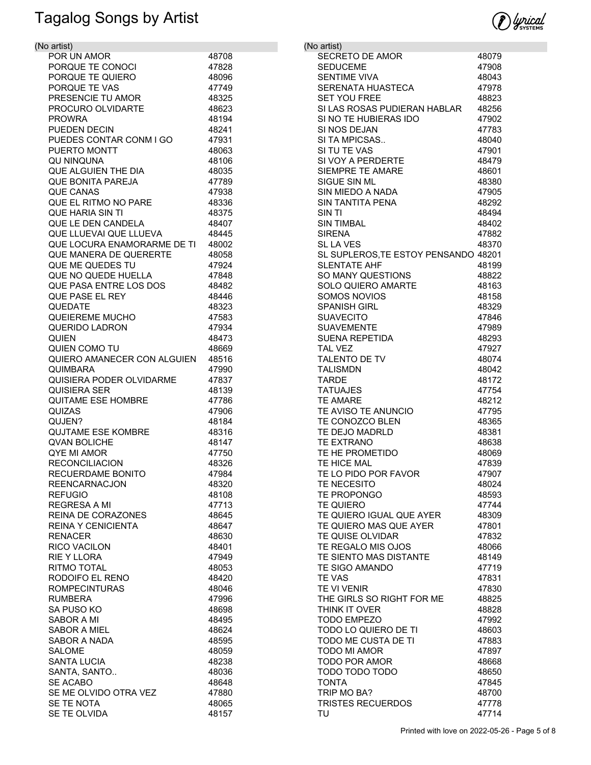# Tagalog Songs by Artist

| (No artist) | |
|---|---|
| POR UN AMOR | 48708 |
| PORQUE TE CONOCI | 47828 |
| PORQUE TE QUIERO | 48096 |
| PORQUE TE VAS | 47749 |
| PRESENCIE TU AMOR | 48325 |
| PROCURO OLVIDARTE | 48623 |
| PROWRA | 48194 |
| PUEDEN DECIN | 48241 |
| PUEDES CONTAR CONM I GO | 47931 |
| PUERTO MONTT | 48063 |
| QU NINQUNA | 48106 |
| QUE ALGUIEN THE DIA | 48035 |
| QUE BONITA PAREJA | 47789 |
| QUE CANAS | 47938 |
| QUE EL RITMO NO PARE | 48336 |
| QUE HARIA SIN TI | 48375 |
| QUE LE DEN CANDELA | 48407 |
| QUE LLUEVAI QUE LLUEVA | 48445 |
| QUE LOCURA ENAMORARME DE TI | 48002 |
| QUE MANERA DE QUERERTE | 48058 |
| QUE ME QUEDES TU | 47924 |
| QUE NO QUEDE HUELLA | 47848 |
| QUE PASA ENTRE LOS DOS | 48482 |
| QUE PASE EL REY | 48446 |
| QUEDATE | 48323 |
| QUEIEREME MUCHO | 47583 |
| QUERIDO LADRON | 47934 |
| QUIEN | 48473 |
| QUIEN COMO TU | 48669 |
| QUIERO AMANECER CON ALGUIEN | 48516 |
| QUIMBARA | 47990 |
| QUISIERA PODER OLVIDARME | 47837 |
| QUISIERA SER | 48139 |
| QUITAME ESE HOMBRE | 47786 |
| QUIZAS | 47906 |
| QUJEN? | 48184 |
| QUJTAME ESE KOMBRE | 48316 |
| QVAN BOLICHE | 48147 |
| QYE MI AMOR | 47750 |
| RECONCILIACION | 48326 |
| RECUERDAME BONITO | 47984 |
| REENCARNACJON | 48320 |
| REFUGIO | 48108 |
| REGRESA A MI | 47713 |
| REINA DE CORAZONES | 48645 |
| REINA Y CENICIENTA | 48647 |
| RENACER | 48630 |
| RICO VACILON | 48401 |
| RIE Y LLORA | 47949 |
| RITMO TOTAL | 48053 |
| RODOIFO EL RENO | 48420 |
| ROMPECINTURAS | 48046 |
| RUMBERA | 47996 |
| SA PUSO KO | 48698 |
| SABOR A MI | 48495 |
| SABOR A MIEL | 48624 |
| SABOR A NADA | 48595 |
| SALOME | 48059 |
| SANTA LUCIA | 48238 |
| SANTA, SANTO.. | 48036 |
| SE ACABO | 48648 |
| SE ME OLVIDO OTRA VEZ | 47880 |
| SE TE NOTA | 48065 |
| SE TE OLVIDA | 48157 |

| (No artist) | |
|---|---|
| SECRETO DE AMOR | 48079 |
| SEDUCEME | 47908 |
| SENTIME VIVA | 48043 |
| SERENATA HUASTECA | 47978 |
| SET YOU FREE | 48823 |
| SI LAS ROSAS PUDIERAN HABLAR | 48256 |
| SI NO TE HUBIERAS IDO | 47902 |
| SI NOS DEJAN | 47783 |
| SI TA MPICSAS.. | 48040 |
| SI TU TE VAS | 47901 |
| SI VOY A PERDERTE | 48479 |
| SIEMPRE TE AMARE | 48601 |
| SIGUE SIN ML | 48380 |
| SIN MIEDO A NADA | 47905 |
| SIN TANTITA PENA | 48292 |
| SIN TI | 48494 |
| SIN TIMBAL | 48402 |
| SIRENA | 47882 |
| SL LA VES | 48370 |
| SL SUPLEROS,TE ESTOY PENSANDO | 48201 |
| SLENTATE AHF | 48199 |
| SO MANY QUESTIONS | 48822 |
| SOLO QUIERO AMARTE | 48163 |
| SOMOS NOVIOS | 48158 |
| SPANISH GIRL | 48329 |
| SUAVECITO | 47846 |
| SUAVEMENTE | 47989 |
| SUENA REPETIDA | 48293 |
| TAL VEZ | 47927 |
| TALENTO DE TV | 48074 |
| TALISMDN | 48042 |
| TARDE | 48172 |
| TATUAJES | 47754 |
| TE AMARE | 48212 |
| TE AVISO TE ANUNCIO | 47795 |
| TE CONOZCO BLEN | 48365 |
| TE DEJO MADRLD | 48381 |
| TE EXTRANO | 48638 |
| TE HE PROMETIDO | 48069 |
| TE HICE MAL | 47839 |
| TE LO PIDO POR FAVOR | 47907 |
| TE NECESITO | 48024 |
| TE PROPONGO | 48593 |
| TE QUIERO | 47744 |
| TE QUIERO IGUAL QUE AYER | 48309 |
| TE QUIERO MAS QUE AYER | 47801 |
| TE QUISE OLVIDAR | 47832 |
| TE REGALO MIS OJOS | 48066 |
| TE SIENTO MAS DISTANTE | 48149 |
| TE SIGO AMANDO | 47719 |
| TE VAS | 47831 |
| TE VI VENIR | 47830 |
| THE GIRLS SO RIGHT FOR ME | 48825 |
| THINK IT OVER | 48828 |
| TODO EMPEZO | 47992 |
| TODO LO QUIERO DE TI | 48603 |
| TODO ME CUSTA DE TI | 47883 |
| TODO MI AMOR | 47897 |
| TODO POR AMOR | 48668 |
| TODO TODO TODO | 48650 |
| TONTA | 47845 |
| TRIP MO BA? | 48700 |
| TRISTES RECUERDOS | 47778 |
| TU | 47714 |

Printed with love on 2022-05-26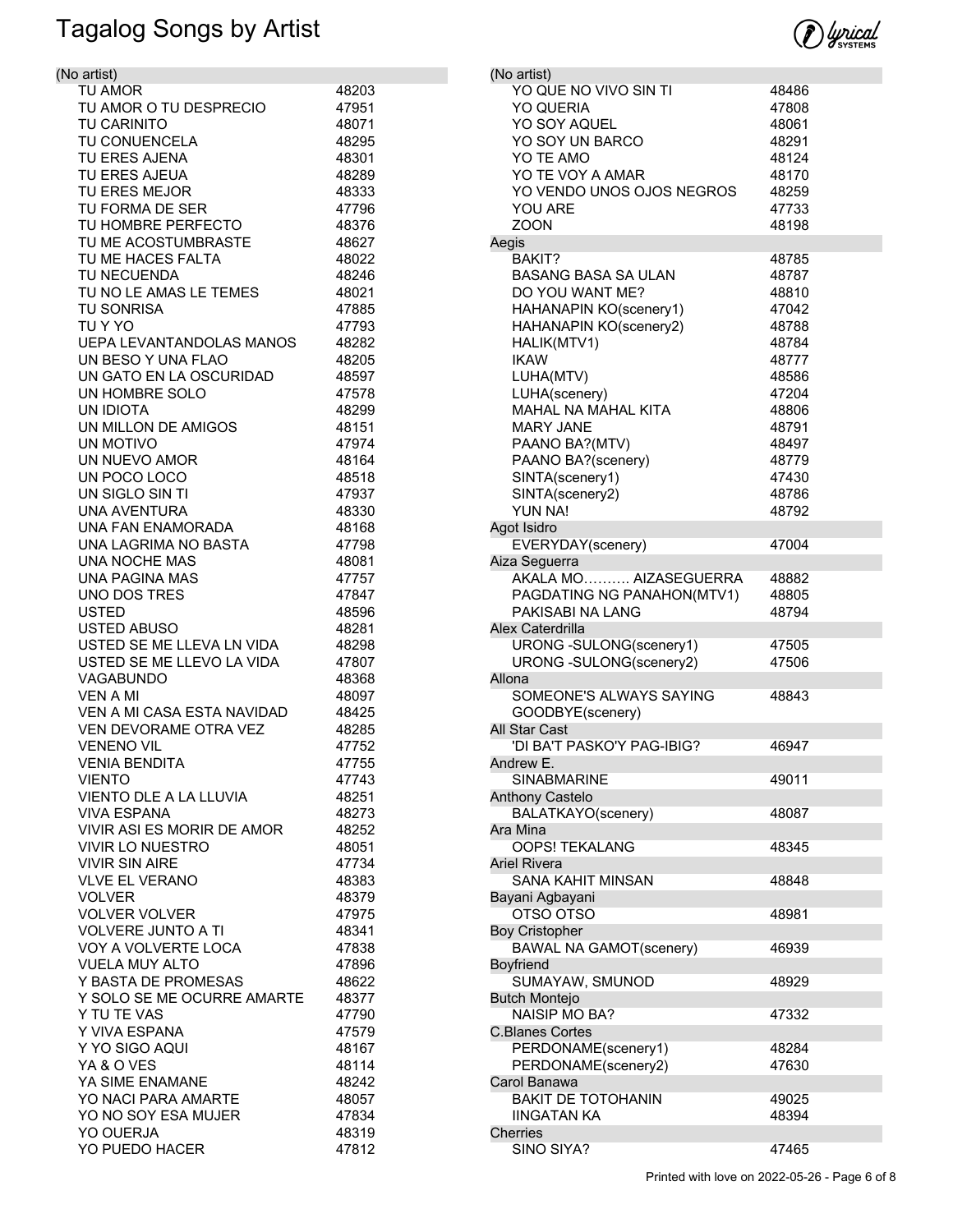# Tagalog Songs by Artist

## (No artist)

| Title | Number |
|---|---|
| TU AMOR | 48203 |
| TU AMOR O TU DESPRECIO | 47951 |
| TU CARINITO | 48071 |
| TU CONUENCELA | 48295 |
| TU ERES AJENA | 48301 |
| TU ERES AJEUA | 48289 |
| TU ERES MEJOR | 48333 |
| TU FORMA DE SER | 47796 |
| TU HOMBRE PERFECTO | 48376 |
| TU ME ACOSTUMBRASTE | 48627 |
| TU ME HACES FALTA | 48022 |
| TU NECUENDA | 48246 |
| TU NO LE AMAS LE TEMES | 48021 |
| TU SONRISA | 47885 |
| TU Y YO | 47793 |
| UEPA LEVANTANDOLAS MANOS | 48282 |
| UN BESO Y UNA FLAO | 48205 |
| UN GATO EN LA OSCURIDAD | 48597 |
| UN HOMBRE SOLO | 47578 |
| UN IDIOTA | 48299 |
| UN MILLON DE AMIGOS | 48151 |
| UN MOTIVO | 47974 |
| UN NUEVO AMOR | 48164 |
| UN POCO LOCO | 48518 |
| UN SIGLO SIN TI | 47937 |
| UNA AVENTURA | 48330 |
| UNA FAN ENAMORADA | 48168 |
| UNA LAGRIMA NO BASTA | 47798 |
| UNA NOCHE MAS | 48081 |
| UNA PAGINA MAS | 47757 |
| UNO DOS TRES | 47847 |
| USTED | 48596 |
| USTED ABUSO | 48281 |
| USTED SE ME LLEVA LN VIDA | 48298 |
| USTED SE ME LLEVO LA VIDA | 47807 |
| VAGABUNDO | 48368 |
| VEN A MI | 48097 |
| VEN A MI CASA ESTA NAVIDAD | 48425 |
| VEN DEVORAME OTRA VEZ | 48285 |
| VENENO VIL | 47752 |
| VENIA BENDITA | 47755 |
| VIENTO | 47743 |
| VIENTO DLE A LA LLUVIA | 48251 |
| VIVA ESPANA | 48273 |
| VIVIR ASI ES MORIR DE AMOR | 48252 |
| VIVIR LO NUESTRO | 48051 |
| VIVIR SIN AIRE | 47734 |
| VLVE EL VERANO | 48383 |
| VOLVER | 48379 |
| VOLVER VOLVER | 47975 |
| VOLVERE JUNTO A TI | 48341 |
| VOY A VOLVERTE LOCA | 47838 |
| VUELA MUY ALTO | 47896 |
| Y BASTA DE PROMESAS | 48622 |
| Y SOLO SE ME OCURRE AMARTE | 48377 |
| Y TU TE VAS | 47790 |
| Y VIVA ESPANA | 47579 |
| Y YO SIGO AQUI | 48167 |
| YA & O VES | 48114 |
| YA SIME ENAMANE | 48242 |
| YO NACI PARA AMARTE | 48057 |
| YO NO SOY ESA MUJER | 47834 |
| YO OUERJA | 48319 |
| YO PUEDO HACER | 47812 |
| YO QUE NO VIVO SIN TI | 48486 |
| YO QUERIA | 47808 |
| YO SOY AQUEL | 48061 |
| YO SOY UN BARCO | 48291 |
| YO TE AMO | 48124 |
| YO TE VOY A AMAR | 48170 |
| YO VENDO UNOS OJOS NEGROS | 48259 |
| YOU ARE | 47733 |
| ZOON | 48198 |

## Aegis

| Title | Number |
|---|---|
| BAKIT? | 48785 |
| BASANG BASA SA ULAN | 48787 |
| DO YOU WANT ME? | 48810 |
| HAHANAPIN KO(scenery1) | 47042 |
| HAHANAPIN KO(scenery2) | 48788 |
| HALIK(MTV1) | 48784 |
| IKAW | 48777 |
| LUHA(MTV) | 48586 |
| LUHA(scenery) | 47204 |
| MAHAL NA MAHAL KITA | 48806 |
| MARY JANE | 48791 |
| PAANO BA?(MTV) | 48497 |
| PAANO BA?(scenery) | 48779 |
| SINTA(scenery1) | 47430 |
| SINTA(scenery2) | 48786 |
| YUN NA! | 48792 |

## Agot Isidro

| Title | Number |
|---|---|
| EVERYDAY(scenery) | 47004 |

## Aiza Seguerra

| Title | Number |
|---|---|
| AKALA MO………. AIZASEGUERRA | 48882 |
| PAGDATING NG PANAHON(MTV1) | 48805 |
| PAKISABI NA LANG | 48794 |

## Alex Caterdrilla

| Title | Number |
|---|---|
| URONG -SULONG(scenery1) | 47505 |
| URONG -SULONG(scenery2) | 47506 |

## Allona

| Title | Number |
|---|---|
| SOMEONE'S ALWAYS SAYING GOODBYE(scenery) | 48843 |

## All Star Cast

| Title | Number |
|---|---|
| 'DI BA'T PASKO'Y PAG-IBIG? | 46947 |

## Andrew E.

| Title | Number |
|---|---|
| SINABMARINE | 49011 |

## Anthony Castelo

| Title | Number |
|---|---|
| BALATKAYO(scenery) | 48087 |

## Ara Mina

| Title | Number |
|---|---|
| OOPS! TEKALANG | 48345 |

## Ariel Rivera

| Title | Number |
|---|---|
| SANA KAHIT MINSAN | 48848 |

## Bayani Agbayani

| Title | Number |
|---|---|
| OTSO OTSO | 48981 |

## Boy Cristopher

| Title | Number |
|---|---|
| BAWAL NA GAMOT(scenery) | 46939 |

## Boyfriend

| Title | Number |
|---|---|
| SUMAYAW, SMUNOD | 48929 |

## Butch Montejo

| Title | Number |
|---|---|
| NAISIP MO BA? | 47332 |

## C.Blanes Cortes

| Title | Number |
|---|---|
| PERDONAME(scenery1) | 48284 |
| PERDONAME(scenery2) | 47630 |

## Carol Banawa

| Title | Number |
|---|---|
| BAKIT DE TOTOHANIN | 49025 |
| IINGATAN KA | 48394 |

## Cherries

| Title | Number |
|---|---|
| SINO SIYA? | 47465 |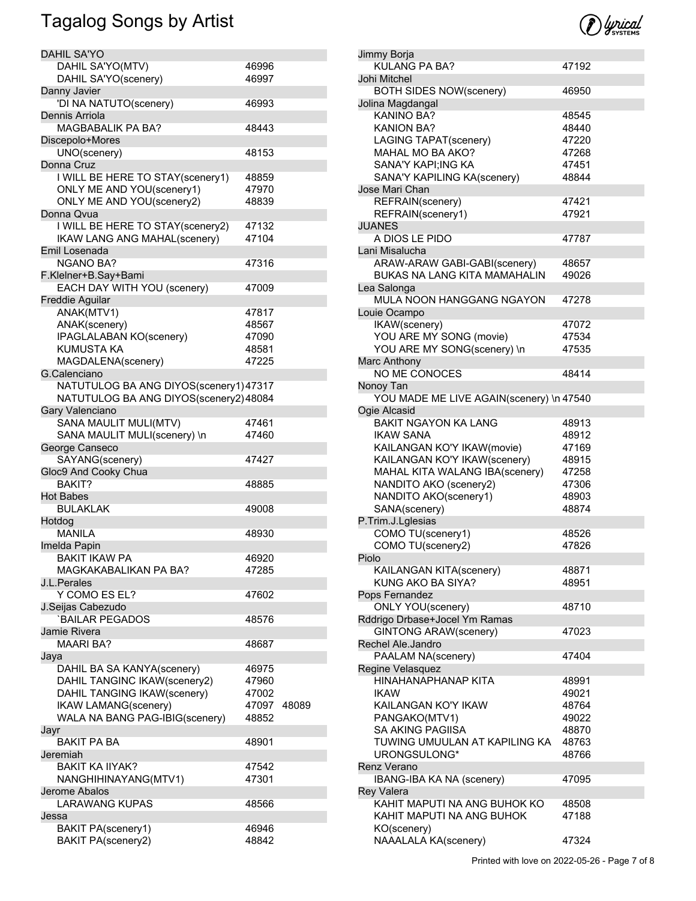# Tagalog Songs by Artist

| Artist / Song | Number | |
|---|---|---|
| **DAHIL SA'YO** | | |
| DAHIL SA'YO(MTV) | 46996 | |
| DAHIL SA'YO(scenery) | 46997 | |
| **Danny Javier** | | |
| 'DI NA NATUTO(scenery) | 46993 | |
| **Dennis Arriola** | | |
| MAGBABALIK PA BA? | 48443 | |
| **Discepolo+Mores** | | |
| UNO(scenery) | 48153 | |
| **Donna Cruz** | | |
| I WILL BE HERE TO STAY(scenery1) | 48859 | |
| ONLY ME AND YOU(scenery1) | 47970 | |
| ONLY ME AND YOU(scenery2) | 48839 | |
| **Donna Qvua** | | |
| I WILL BE HERE TO STAY(scenery2) | 47132 | |
| IKAW LANG ANG MAHAL(scenery) | 47104 | |
| **Emil Losenada** | | |
| NGANO BA? | 47316 | |
| **F.Klelner+B.Say+Bami** | | |
| EACH DAY WITH YOU (scenery) | 47009 | |
| **Freddie Aguilar** | | |
| ANAK(MTV1) | 47817 | |
| ANAK(scenery) | 48567 | |
| IPAGLALABAN KO(scenery) | 47090 | |
| KUMUSTA KA | 48581 | |
| MAGDALENA(scenery) | 47225 | |
| **G.Calenciano** | | |
| NATUTULOG BA ANG DIYOS(scenery1) | 47317 | |
| NATUTULOG BA ANG DIYOS(scenery2) | 48084 | |
| **Gary Valenciano** | | |
| SANA MAULIT MULI(MTV) | 47461 | |
| SANA MAULIT MULI(scenery) \n | 47460 | |
| **George Canseco** | | |
| SAYANG(scenery) | 47427 | |
| **Gloc9 And Cooky Chua** | | |
| BAKIT? | 48885 | |
| **Hot Babes** | | |
| BULAKLAK | 49008 | |
| **Hotdog** | | |
| MANILA | 48930 | |
| **Imelda Papin** | | |
| BAKIT IKAW PA | 46920 | |
| MAGKAKABALIKAN PA BA? | 47285 | |
| **J.L.Perales** | | |
| Y COMO ES EL? | 47602 | |
| **J.Seijas Cabezudo** | | |
| `BAILAR PEGADOS | 48576 | |
| **Jamie Rivera** | | |
| MAARI BA? | 48687 | |
| **Jaya** | | |
| DAHIL BA SA KANYA(scenery) | 46975 | |
| DAHIL TANGINC IKAW(scenery2) | 47960 | |
| DAHIL TANGING IKAW(scenery) | 47002 | |
| IKAW LAMANG(scenery) | 47097 | 48089 |
| WALA NA BANG PAG-IBIG(scenery) | 48852 | |
| **Jayr** | | |
| BAKIT PA BA | 48901 | |
| **Jeremiah** | | |
| BAKIT KA IIYAK? | 47542 | |
| NANGHIHINAYANG(MTV1) | 47301 | |
| **Jerome Abalos** | | |
| LARAWANG KUPAS | 48566 | |
| **Jessa** | | |
| BAKIT PA(scenery1) | 46946 | |
| BAKIT PA(scenery2) | 48842 | |
| **Jimmy Borja** | | |
| KULANG PA BA? | 47192 | |
| **Johi Mitchel** | | |
| BOTH SIDES NOW(scenery) | 46950 | |
| **Jolina Magdangal** | | |
| KANINO BA? | 48545 | |
| KANION BA? | 48440 | |
| LAGING TAPAT(scenery) | 47220 | |
| MAHAL MO BA AKO? | 47268 | |
| SANA'Y KAPI;ING KA | 47451 | |
| SANA'Y KAPILING KA(scenery) | 48844 | |
| **Jose Mari Chan** | | |
| REFRAIN(scenery) | 47421 | |
| REFRAIN(scenery1) | 47921 | |
| **JUANES** | | |
| A DIOS LE PIDO | 47787 | |
| **Lani Misalucha** | | |
| ARAW-ARAW GABI-GABI(scenery) | 48657 | |
| BUKAS NA LANG KITA MAMAHALIN | 49026 | |
| **Lea Salonga** | | |
| MULA NOON HANGGANG NGAYON | 47278 | |
| **Louie Ocampo** | | |
| IKAW(scenery) | 47072 | |
| YOU ARE MY SONG (movie) | 47534 | |
| YOU ARE MY SONG(scenery) \n | 47535 | |
| **Marc Anthony** | | |
| NO ME CONOCES | 48414 | |
| **Nonoy Tan** | | |
| YOU MADE ME LIVE AGAIN(scenery) \n | 47540 | |
| **Ogie Alcasid** | | |
| BAKIT NGAYON KA LANG | 48913 | |
| IKAW SANA | 48912 | |
| KAILANGAN KO'Y IKAW(movie) | 47169 | |
| KAILANGAN KO'Y IKAW(scenery) | 48915 | |
| MAHAL KITA WALANG IBA(scenery) | 47258 | |
| NANDITO AKO (scenery2) | 47306 | |
| NANDITO AKO(scenery1) | 48903 | |
| SANA(scenery) | 48874 | |
| **P.Trim.J.Lglesias** | | |
| COMO TU(scenery1) | 48526 | |
| COMO TU(scenery2) | 47826 | |
| **Piolo** | | |
| KAILANGAN KITA(scenery) | 48871 | |
| KUNG AKO BA SIYA? | 48951 | |
| **Pops Fernandez** | | |
| ONLY YOU(scenery) | 48710 | |
| **Rddrigo Drbase+Jocel Ym Ramas** | | |
| GINTONG ARAW(scenery) | 47023 | |
| **Rechel Ale.Jandro** | | |
| PAALAM NA(scenery) | 47404 | |
| **Regine Velasquez** | | |
| HINAHANAPHANAP KITA | 48991 | |
| IKAW | 49021 | |
| KAILANGAN KO'Y IKAW | 48764 | |
| PANGAKO(MTV1) | 49022 | |
| SA AKING PAGIISA | 48870 | |
| TUWING UMUULAN AT KAPILING KA | 48763 | |
| URONGSULONG* | 48766 | |
| **Renz Verano** | | |
| IBANG-IBA KA NA (scenery) | 47095 | |
| **Rey Valera** | | |
| KAHIT MAPUTI NA ANG BUHOK KO | 48508 | |
| KAHIT MAPUTI NA ANG BUHOK KO(scenery) | 47188 | |
| NAAALALA KA(scenery) | 47324 | |

Printed with love on 2022-05-26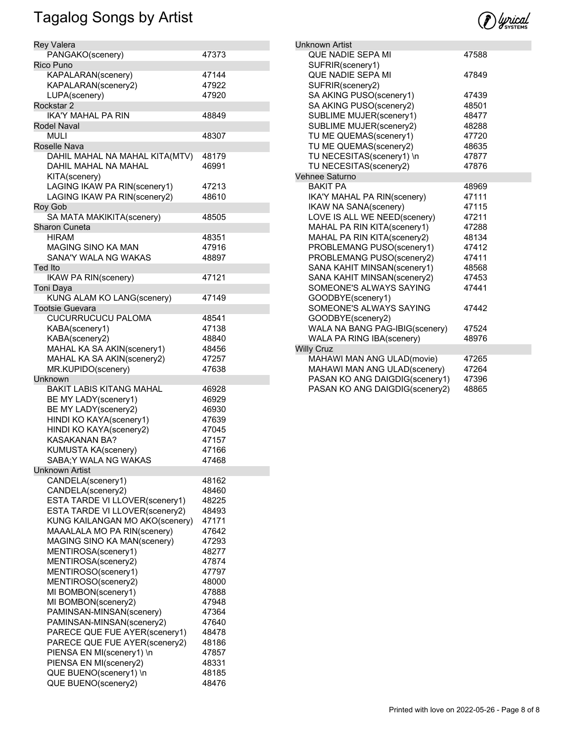# Tagalog Songs by Artist

| | |
|---|---|
| **Rey Valera** | |
| PANGAKO(scenery) | 47373 |
| **Rico Puno** | |
| KAPALARAN(scenery) | 47144 |
| KAPALARAN(scenery2) | 47922 |
| LUPA(scenery) | 47920 |
| **Rockstar 2** | |
| IKA'Y MAHAL PA RIN | 48849 |
| **Rodel Naval** | |
| MULI | 48307 |
| **Roselle Nava** | |
| DAHIL MAHAL NA MAHAL KITA(MTV) | 48179 |
| DAHIL MAHAL NA MAHAL KITA(scenery) | 46991 |
| LAGING IKAW PA RIN(scenery1) | 47213 |
| LAGING IKAW PA RIN(scenery2) | 48610 |
| **Roy Gob** | |
| SA MATA MAKIKITA(scenery) | 48505 |
| **Sharon Cuneta** | |
| HIRAM | 48351 |
| MAGING SINO KA MAN | 47916 |
| SANA'Y WALA NG WAKAS | 48897 |
| **Ted Ito** | |
| IKAW PA RIN(scenery) | 47121 |
| **Toni Daya** | |
| KUNG ALAM KO LANG(scenery) | 47149 |
| **Tootsie Guevara** | |
| CUCURRUCUCU PALOMA | 48541 |
| KABA(scenery1) | 47138 |
| KABA(scenery2) | 48840 |
| MAHAL KA SA AKIN(scenery1) | 48456 |
| MAHAL KA SA AKIN(scenery2) | 47257 |
| MR.KUPIDO(scenery) | 47638 |
| **Unknown** | |
| BAKIT LABIS KITANG MAHAL | 46928 |
| BE MY LADY(scenery1) | 46929 |
| BE MY LADY(scenery2) | 46930 |
| HINDI KO KAYA(scenery1) | 47639 |
| HINDI KO KAYA(scenery2) | 47045 |
| KASAKANAN BA? | 47157 |
| KUMUSTA KA(scenery) | 47166 |
| SABA;Y WALA NG WAKAS | 47468 |
| **Unknown Artist** | |
| CANDELA(scenery1) | 48162 |
| CANDELA(scenery2) | 48460 |
| ESTA TARDE VI LLOVER(scenery1) | 48225 |
| ESTA TARDE VI LLOVER(scenery2) | 48493 |
| KUNG KAILANGAN MO AKO(scenery) | 47171 |
| MAAALALA MO PA RIN(scenery) | 47642 |
| MAGING SINO KA MAN(scenery) | 47293 |
| MENTIROSA(scenery1) | 48277 |
| MENTIROSA(scenery2) | 47874 |
| MENTIROSO(scenery1) | 47797 |
| MENTIROSO(scenery2) | 48000 |
| MI BOMBON(scenery1) | 47888 |
| MI BOMBON(scenery2) | 47948 |
| PAMINSAN-MINSAN(scenery) | 47364 |
| PAMINSAN-MINSAN(scenery2) | 47640 |
| PARECE QUE FUE AYER(scenery1) | 48478 |
| PARECE QUE FUE AYER(scenery2) | 48186 |
| PIENSA EN MI(scenery1) \n | 47857 |
| PIENSA EN MI(scenery2) | 48331 |
| QUE BUENO(scenery1) \n | 48185 |
| QUE BUENO(scenery2) | 48476 |
| **Unknown Artist** | |
| QUE NADIE SEPA MI SUFRIR(scenery1) | 47588 |
| QUE NADIE SEPA MI SUFRIR(scenery2) | 47849 |
| SA AKING PUSO(scenery1) | 47439 |
| SA AKING PUSO(scenery2) | 48501 |
| SUBLIME MUJER(scenery1) | 48477 |
| SUBLIME MUJER(scenery2) | 48288 |
| TU ME QUEMAS(scenery1) | 47720 |
| TU ME QUEMAS(scenery2) | 48635 |
| TU NECESITAS(scenery1) \n | 47877 |
| TU NECESITAS(scenery2) | 47876 |
| **Vehnee Saturno** | |
| BAKIT PA | 48969 |
| IKA'Y MAHAL PA RIN(scenery) | 47111 |
| IKAW NA SANA(scenery) | 47115 |
| LOVE IS ALL WE NEED(scenery) | 47211 |
| MAHAL PA RIN KITA(scenery1) | 47288 |
| MAHAL PA RIN KITA(scenery2) | 48134 |
| PROBLEMANG PUSO(scenery1) | 47412 |
| PROBLEMANG PUSO(scenery2) | 47411 |
| SANA KAHIT MINSAN(scenery1) | 48568 |
| SANA KAHIT MINSAN(scenery2) | 47453 |
| SOMEONE'S ALWAYS SAYING GOODBYE(scenery1) | 47441 |
| SOMEONE'S ALWAYS SAYING GOODBYE(scenery2) | 47442 |
| WALA NA BANG PAG-IBIG(scenery) | 47524 |
| WALA PA RING IBA(scenery) | 48976 |
| **Willy Cruz** | |
| MAHAWI MAN ANG ULAD(movie) | 47265 |
| MAHAWI MAN ANG ULAD(scenery) | 47264 |
| PASAN KO ANG DAIGDIG(scenery1) | 47396 |
| PASAN KO ANG DAIGDIG(scenery2) | 48865 |

Printed with love on 2022-05-26